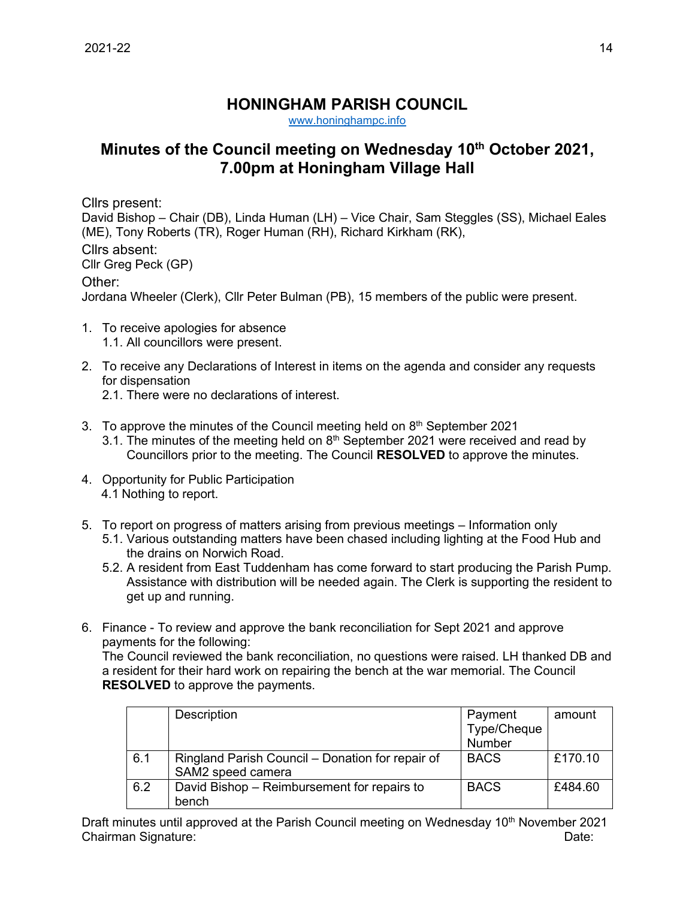# HONINGHAM PARISH COUNCIL

www.honinghampc.info

## Minutes of the Council meeting on Wednesday 10th October 2021, 7.00pm at Honingham Village Hall

Cllrs present:
David Bishop – Chair (DB), Linda Human (LH) – Vice Chair, Sam Steggles (SS), Michael Eales (ME), Tony Roberts (TR), Roger Human (RH), Richard Kirkham (RK),

Cllrs absent:
Cllr Greg Peck (GP)

Other:
Jordana Wheeler (Clerk), Cllr Peter Bulman (PB), 15 members of the public were present.

1. To receive apologies for absence
   1.1. All councillors were present.

2. To receive any Declarations of Interest in items on the agenda and consider any requests for dispensation
   2.1. There were no declarations of interest.

3. To approve the minutes of the Council meeting held on 8th September 2021
   3.1. The minutes of the meeting held on 8th September 2021 were received and read by Councillors prior to the meeting. The Council **RESOLVED** to approve the minutes.

4. Opportunity for Public Participation
   4.1 Nothing to report.

5. To report on progress of matters arising from previous meetings – Information only
   5.1. Various outstanding matters have been chased including lighting at the Food Hub and the drains on Norwich Road.
   5.2. A resident from East Tuddenham has come forward to start producing the Parish Pump. Assistance with distribution will be needed again. The Clerk is supporting the resident to get up and running.

6. Finance - To review and approve the bank reconciliation for Sept 2021 and approve payments for the following:
   The Council reviewed the bank reconciliation, no questions were raised. LH thanked DB and a resident for their hard work on repairing the bench at the war memorial. The Council **RESOLVED** to approve the payments.

| | Description | Payment Type/Cheque Number | amount |
|---|---|---|---|
| 6.1 | Ringland Parish Council – Donation for repair of SAM2 speed camera | BACS | £170.10 |
| 6.2 | David Bishop – Reimbursement for repairs to bench | BACS | £484.60 |

Draft minutes until approved at the Parish Council meeting on Wednesday 10th November 2021
Chairman Signature: Date: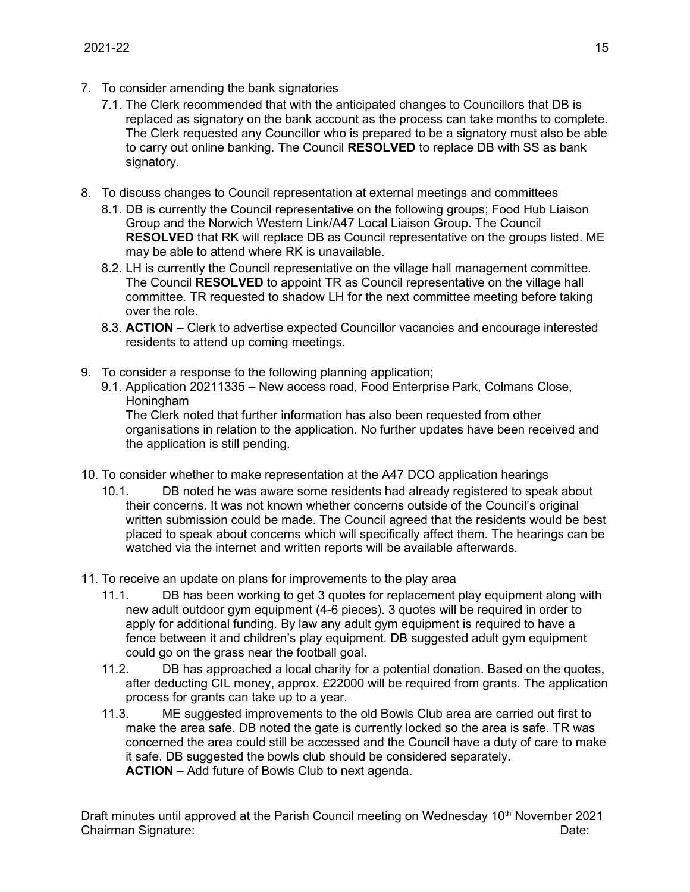7. To consider amending the bank signatories
   7.1. The Clerk recommended that with the anticipated changes to Councillors that DB is replaced as signatory on the bank account as the process can take months to complete. The Clerk requested any Councillor who is prepared to be a signatory must also be able to carry out online banking. The Council **RESOLVED** to replace DB with SS as bank signatory.

8. To discuss changes to Council representation at external meetings and committees
   8.1. DB is currently the Council representative on the following groups; Food Hub Liaison Group and the Norwich Western Link/A47 Local Liaison Group. The Council **RESOLVED** that RK will replace DB as Council representative on the groups listed. ME may be able to attend where RK is unavailable.
   8.2. LH is currently the Council representative on the village hall management committee. The Council **RESOLVED** to appoint TR as Council representative on the village hall committee. TR requested to shadow LH for the next committee meeting before taking over the role.
   8.3. **ACTION** – Clerk to advertise expected Councillor vacancies and encourage interested residents to attend up coming meetings.

9. To consider a response to the following planning application;
   9.1. Application 20211335 – New access road, Food Enterprise Park, Colmans Close, Honingham
   The Clerk noted that further information has also been requested from other organisations in relation to the application. No further updates have been received and the application is still pending.

10. To consider whether to make representation at the A47 DCO application hearings
    10.1. DB noted he was aware some residents had already registered to speak about their concerns. It was not known whether concerns outside of the Council's original written submission could be made. The Council agreed that the residents would be best placed to speak about concerns which will specifically affect them. The hearings can be watched via the internet and written reports will be available afterwards.

11. To receive an update on plans for improvements to the play area
    11.1. DB has been working to get 3 quotes for replacement play equipment along with new adult outdoor gym equipment (4-6 pieces). 3 quotes will be required in order to apply for additional funding. By law any adult gym equipment is required to have a fence between it and children's play equipment. DB suggested adult gym equipment could go on the grass near the football goal.
    11.2. DB has approached a local charity for a potential donation. Based on the quotes, after deducting CIL money, approx. £22000 will be required from grants. The application process for grants can take up to a year.
    11.3. ME suggested improvements to the old Bowls Club area are carried out first to make the area safe. DB noted the gate is currently locked so the area is safe. TR was concerned the area could still be accessed and the Council have a duty of care to make it safe. DB suggested the bowls club should be considered separately.
    **ACTION** – Add future of Bowls Club to next agenda.

Draft minutes until approved at the Parish Council meeting on Wednesday 10th November 2021
Chairman Signature: Date: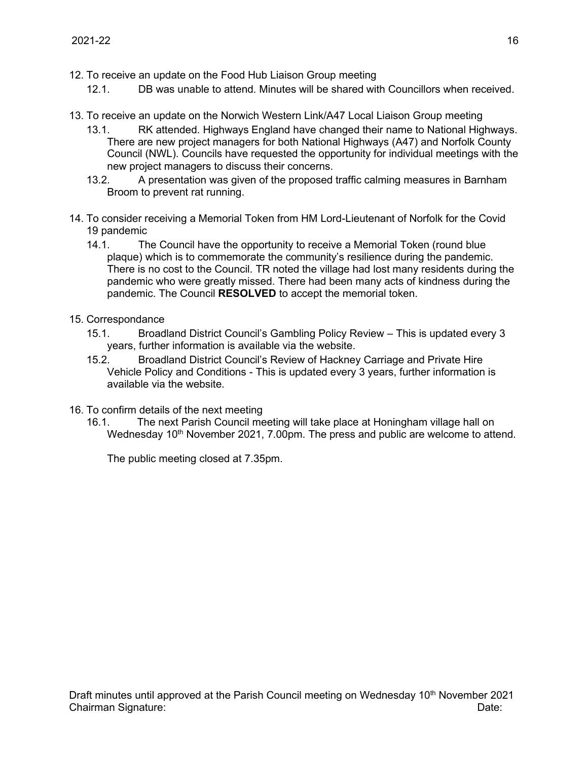12. To receive an update on the Food Hub Liaison Group meeting
    - 12.1. DB was unable to attend. Minutes will be shared with Councillors when received.

13. To receive an update on the Norwich Western Link/A47 Local Liaison Group meeting
    - 13.1. RK attended. Highways England have changed their name to National Highways. There are new project managers for both National Highways (A47) and Norfolk County Council (NWL). Councils have requested the opportunity for individual meetings with the new project managers to discuss their concerns.
    - 13.2. A presentation was given of the proposed traffic calming measures in Barnham Broom to prevent rat running.

14. To consider receiving a Memorial Token from HM Lord-Lieutenant of Norfolk for the Covid 19 pandemic
    - 14.1. The Council have the opportunity to receive a Memorial Token (round blue plaque) which is to commemorate the community's resilience during the pandemic. There is no cost to the Council. TR noted the village had lost many residents during the pandemic who were greatly missed. There had been many acts of kindness during the pandemic. The Council **RESOLVED** to accept the memorial token.

15. Correspondance
    - 15.1. Broadland District Council's Gambling Policy Review – This is updated every 3 years, further information is available via the website.
    - 15.2. Broadland District Council's Review of Hackney Carriage and Private Hire Vehicle Policy and Conditions - This is updated every 3 years, further information is available via the website.

16. To confirm details of the next meeting
    - 16.1. The next Parish Council meeting will take place at Honingham village hall on Wednesday 10th November 2021, 7.00pm. The press and public are welcome to attend.

    The public meeting closed at 7.35pm.

Draft minutes until approved at the Parish Council meeting on Wednesday 10th November 2021
Chairman Signature: Date: